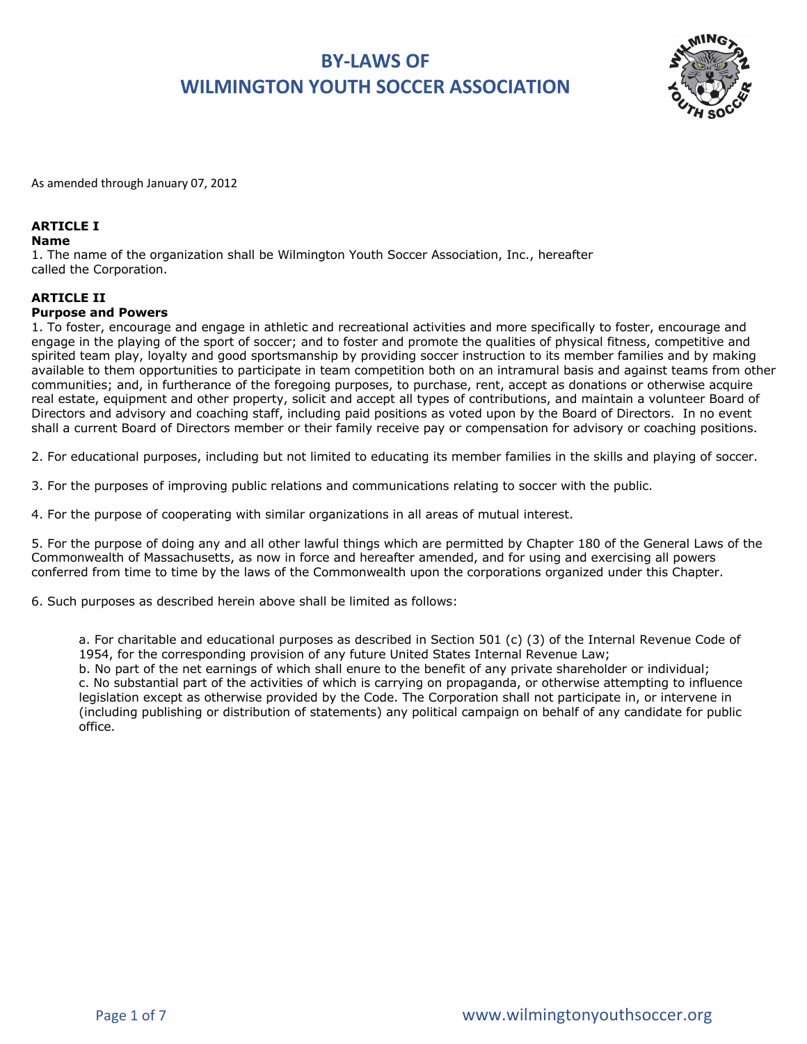# BY-LAWS OF
# WILMINGTON YOUTH SOCCER ASSOCIATION

As amended through January 07, 2012

## ARTICLE I
### Name

1. The name of the organization shall be Wilmington Youth Soccer Association, Inc., hereafter called the Corporation.

## ARTICLE II
### Purpose and Powers

1. To foster, encourage and engage in athletic and recreational activities and more specifically to foster, encourage and engage in the playing of the sport of soccer; and to foster and promote the qualities of physical fitness, competitive and spirited team play, loyalty and good sportsmanship by providing soccer instruction to its member families and by making available to them opportunities to participate in team competition both on an intramural basis and against teams from other communities; and, in furtherance of the foregoing purposes, to purchase, rent, accept as donations or otherwise acquire real estate, equipment and other property, solicit and accept all types of contributions, and maintain a volunteer Board of Directors and advisory and coaching staff, including paid positions as voted upon by the Board of Directors. In no event shall a current Board of Directors member or their family receive pay or compensation for advisory or coaching positions.

2. For educational purposes, including but not limited to educating its member families in the skills and playing of soccer.

3. For the purposes of improving public relations and communications relating to soccer with the public.

4. For the purpose of cooperating with similar organizations in all areas of mutual interest.

5. For the purpose of doing any and all other lawful things which are permitted by Chapter 180 of the General Laws of the Commonwealth of Massachusetts, as now in force and hereafter amended, and for using and exercising all powers conferred from time to time by the laws of the Commonwealth upon the corporations organized under this Chapter.

6. Such purposes as described herein above shall be limited as follows:

   a. For charitable and educational purposes as described in Section 501 (c) (3) of the Internal Revenue Code of 1954, for the corresponding provision of any future United States Internal Revenue Law;
   b. No part of the net earnings of which shall enure to the benefit of any private shareholder or individual;
   c. No substantial part of the activities of which is carrying on propaganda, or otherwise attempting to influence legislation except as otherwise provided by the Code. The Corporation shall not participate in, or intervene in (including publishing or distribution of statements) any political campaign on behalf of any candidate for public office.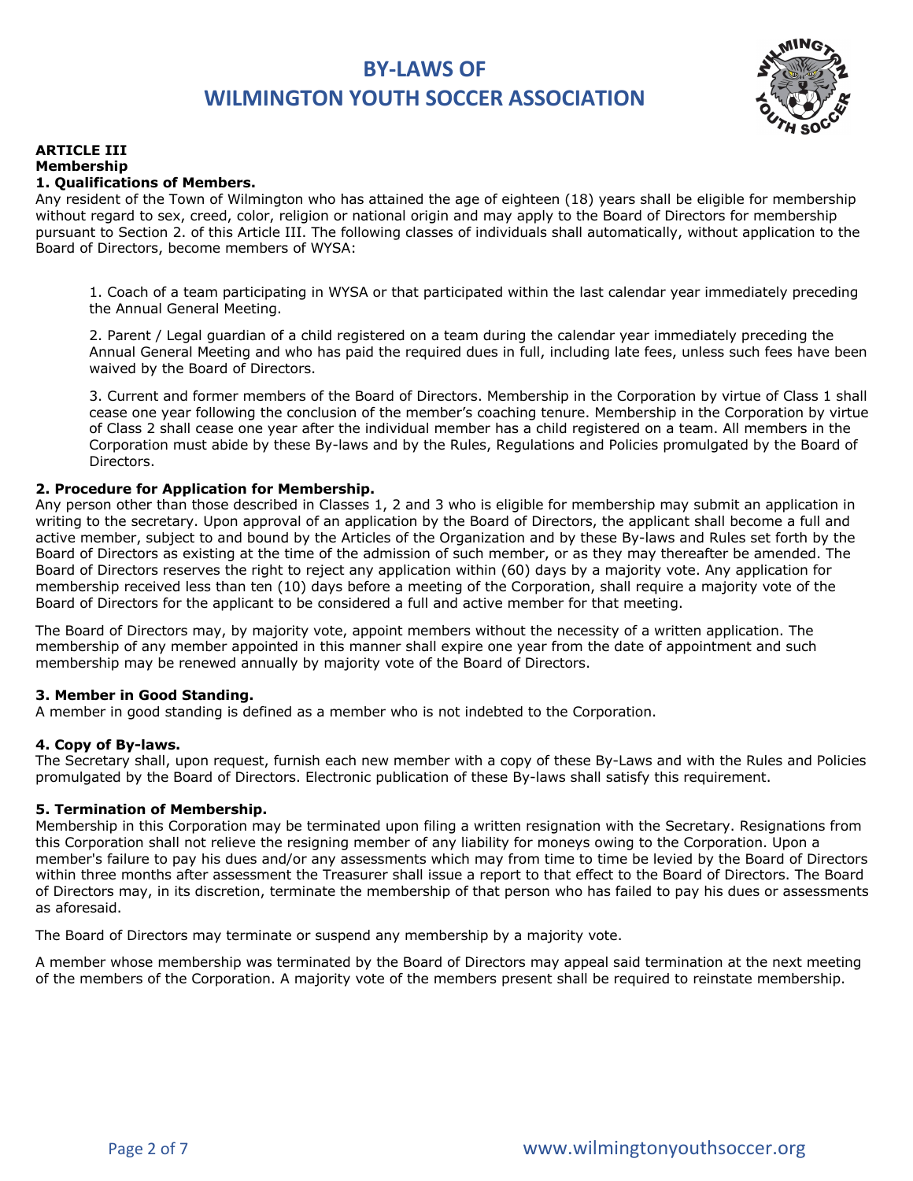## ARTICLE III
## Membership

### 1. Qualifications of Members.

Any resident of the Town of Wilmington who has attained the age of eighteen (18) years shall be eligible for membership without regard to sex, creed, color, religion or national origin and may apply to the Board of Directors for membership pursuant to Section 2. of this Article III. The following classes of individuals shall automatically, without application to the Board of Directors, become members of WYSA:

1. Coach of a team participating in WYSA or that participated within the last calendar year immediately preceding the Annual General Meeting.

2. Parent / Legal guardian of a child registered on a team during the calendar year immediately preceding the Annual General Meeting and who has paid the required dues in full, including late fees, unless such fees have been waived by the Board of Directors.

3. Current and former members of the Board of Directors. Membership in the Corporation by virtue of Class 1 shall cease one year following the conclusion of the member's coaching tenure. Membership in the Corporation by virtue of Class 2 shall cease one year after the individual member has a child registered on a team. All members in the Corporation must abide by these By-laws and by the Rules, Regulations and Policies promulgated by the Board of Directors.

### 2. Procedure for Application for Membership.

Any person other than those described in Classes 1, 2 and 3 who is eligible for membership may submit an application in writing to the secretary. Upon approval of an application by the Board of Directors, the applicant shall become a full and active member, subject to and bound by the Articles of the Organization and by these By-laws and Rules set forth by the Board of Directors as existing at the time of the admission of such member, or as they may thereafter be amended. The Board of Directors reserves the right to reject any application within (60) days by a majority vote. Any application for membership received less than ten (10) days before a meeting of the Corporation, shall require a majority vote of the Board of Directors for the applicant to be considered a full and active member for that meeting.

The Board of Directors may, by majority vote, appoint members without the necessity of a written application. The membership of any member appointed in this manner shall expire one year from the date of appointment and such membership may be renewed annually by majority vote of the Board of Directors.

### 3. Member in Good Standing.

A member in good standing is defined as a member who is not indebted to the Corporation.

### 4. Copy of By-laws.

The Secretary shall, upon request, furnish each new member with a copy of these By-Laws and with the Rules and Policies promulgated by the Board of Directors. Electronic publication of these By-laws shall satisfy this requirement.

### 5. Termination of Membership.

Membership in this Corporation may be terminated upon filing a written resignation with the Secretary. Resignations from this Corporation shall not relieve the resigning member of any liability for moneys owing to the Corporation. Upon a member's failure to pay his dues and/or any assessments which may from time to time be levied by the Board of Directors within three months after assessment the Treasurer shall issue a report to that effect to the Board of Directors. The Board of Directors may, in its discretion, terminate the membership of that person who has failed to pay his dues or assessments as aforesaid.

The Board of Directors may terminate or suspend any membership by a majority vote.

A member whose membership was terminated by the Board of Directors may appeal said termination at the next meeting of the members of the Corporation. A majority vote of the members present shall be required to reinstate membership.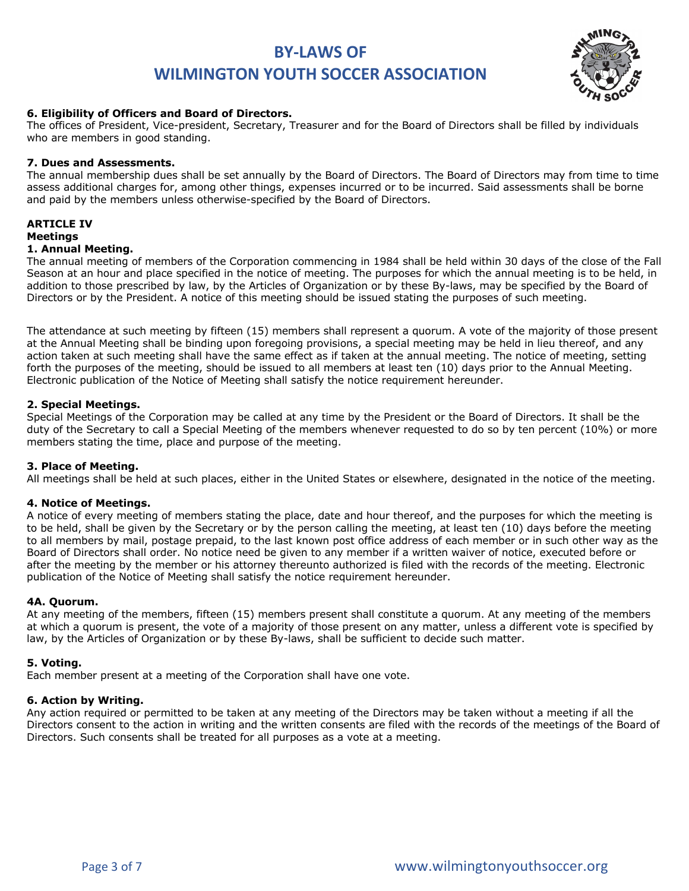**6. Eligibility of Officers and Board of Directors.**
The offices of President, Vice-president, Secretary, Treasurer and for the Board of Directors shall be filled by individuals who are members in good standing.

**7. Dues and Assessments.**
The annual membership dues shall be set annually by the Board of Directors. The Board of Directors may from time to time assess additional charges for, among other things, expenses incurred or to be incurred. Said assessments shall be borne and paid by the members unless otherwise-specified by the Board of Directors.

## ARTICLE IV

### Meetings

**1. Annual Meeting.**
The annual meeting of members of the Corporation commencing in 1984 shall be held within 30 days of the close of the Fall Season at an hour and place specified in the notice of meeting. The purposes for which the annual meeting is to be held, in addition to those prescribed by law, by the Articles of Organization or by these By-laws, may be specified by the Board of Directors or by the President. A notice of this meeting should be issued stating the purposes of such meeting.

The attendance at such meeting by fifteen (15) members shall represent a quorum. A vote of the majority of those present at the Annual Meeting shall be binding upon foregoing provisions, a special meeting may be held in lieu thereof, and any action taken at such meeting shall have the same effect as if taken at the annual meeting. The notice of meeting, setting forth the purposes of the meeting, should be issued to all members at least ten (10) days prior to the Annual Meeting. Electronic publication of the Notice of Meeting shall satisfy the notice requirement hereunder.

**2. Special Meetings.**
Special Meetings of the Corporation may be called at any time by the President or the Board of Directors. It shall be the duty of the Secretary to call a Special Meeting of the members whenever requested to do so by ten percent (10%) or more members stating the time, place and purpose of the meeting.

**3. Place of Meeting.**
All meetings shall be held at such places, either in the United States or elsewhere, designated in the notice of the meeting.

**4. Notice of Meetings.**
A notice of every meeting of members stating the place, date and hour thereof, and the purposes for which the meeting is to be held, shall be given by the Secretary or by the person calling the meeting, at least ten (10) days before the meeting to all members by mail, postage prepaid, to the last known post office address of each member or in such other way as the Board of Directors shall order. No notice need be given to any member if a written waiver of notice, executed before or after the meeting by the member or his attorney thereunto authorized is filed with the records of the meeting. Electronic publication of the Notice of Meeting shall satisfy the notice requirement hereunder.

**4A. Quorum.**
At any meeting of the members, fifteen (15) members present shall constitute a quorum. At any meeting of the members at which a quorum is present, the vote of a majority of those present on any matter, unless a different vote is specified by law, by the Articles of Organization or by these By-laws, shall be sufficient to decide such matter.

**5. Voting.**
Each member present at a meeting of the Corporation shall have one vote.

**6. Action by Writing.**
Any action required or permitted to be taken at any meeting of the Directors may be taken without a meeting if all the Directors consent to the action in writing and the written consents are filed with the records of the meetings of the Board of Directors. Such consents shall be treated for all purposes as a vote at a meeting.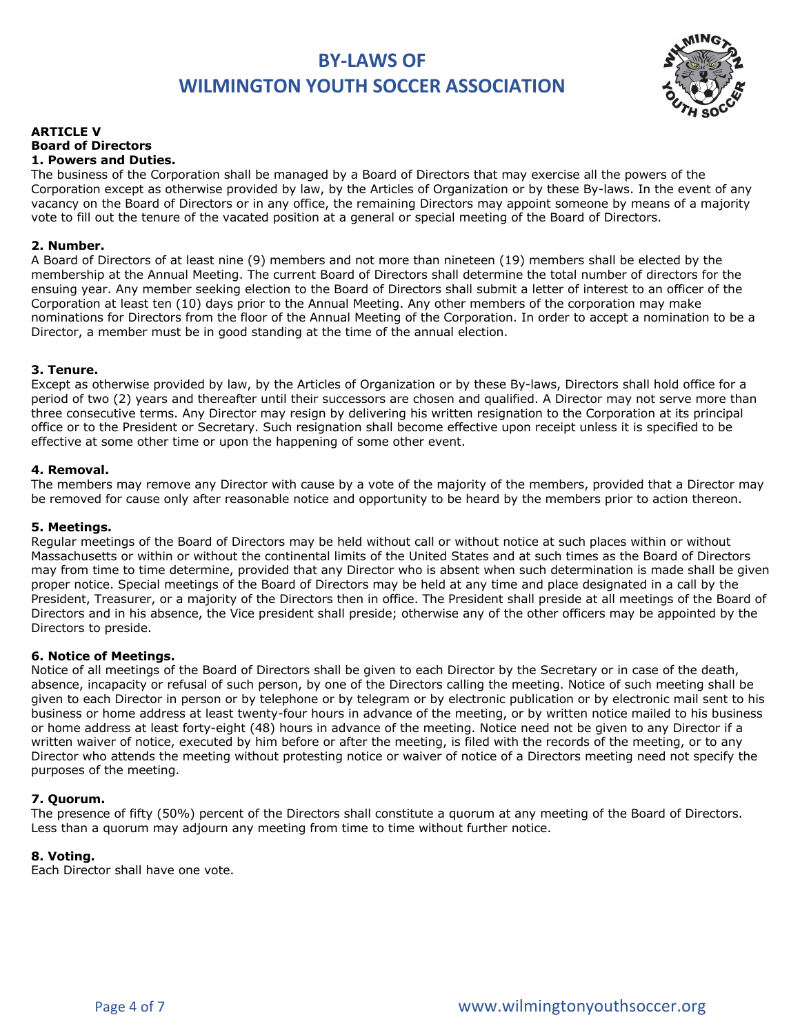## ARTICLE V
## Board of Directors

### 1. Powers and Duties.

The business of the Corporation shall be managed by a Board of Directors that may exercise all the powers of the Corporation except as otherwise provided by law, by the Articles of Organization or by these By-laws. In the event of any vacancy on the Board of Directors or in any office, the remaining Directors may appoint someone by means of a majority vote to fill out the tenure of the vacated position at a general or special meeting of the Board of Directors.

### 2. Number.

A Board of Directors of at least nine (9) members and not more than nineteen (19) members shall be elected by the membership at the Annual Meeting. The current Board of Directors shall determine the total number of directors for the ensuing year. Any member seeking election to the Board of Directors shall submit a letter of interest to an officer of the Corporation at least ten (10) days prior to the Annual Meeting. Any other members of the corporation may make nominations for Directors from the floor of the Annual Meeting of the Corporation. In order to accept a nomination to be a Director, a member must be in good standing at the time of the annual election.

### 3. Tenure.

Except as otherwise provided by law, by the Articles of Organization or by these By-laws, Directors shall hold office for a period of two (2) years and thereafter until their successors are chosen and qualified. A Director may not serve more than three consecutive terms. Any Director may resign by delivering his written resignation to the Corporation at its principal office or to the President or Secretary. Such resignation shall become effective upon receipt unless it is specified to be effective at some other time or upon the happening of some other event.

### 4. Removal.

The members may remove any Director with cause by a vote of the majority of the members, provided that a Director may be removed for cause only after reasonable notice and opportunity to be heard by the members prior to action thereon.

### 5. Meetings.

Regular meetings of the Board of Directors may be held without call or without notice at such places within or without Massachusetts or within or without the continental limits of the United States and at such times as the Board of Directors may from time to time determine, provided that any Director who is absent when such determination is made shall be given proper notice. Special meetings of the Board of Directors may be held at any time and place designated in a call by the President, Treasurer, or a majority of the Directors then in office. The President shall preside at all meetings of the Board of Directors and in his absence, the Vice president shall preside; otherwise any of the other officers may be appointed by the Directors to preside.

### 6. Notice of Meetings.

Notice of all meetings of the Board of Directors shall be given to each Director by the Secretary or in case of the death, absence, incapacity or refusal of such person, by one of the Directors calling the meeting. Notice of such meeting shall be given to each Director in person or by telephone or by telegram or by electronic publication or by electronic mail sent to his business or home address at least twenty-four hours in advance of the meeting, or by written notice mailed to his business or home address at least forty-eight (48) hours in advance of the meeting. Notice need not be given to any Director if a written waiver of notice, executed by him before or after the meeting, is filed with the records of the meeting, or to any Director who attends the meeting without protesting notice or waiver of notice of a Directors meeting need not specify the purposes of the meeting.

### 7. Quorum.

The presence of fifty (50%) percent of the Directors shall constitute a quorum at any meeting of the Board of Directors. Less than a quorum may adjourn any meeting from time to time without further notice.

### 8. Voting.

Each Director shall have one vote.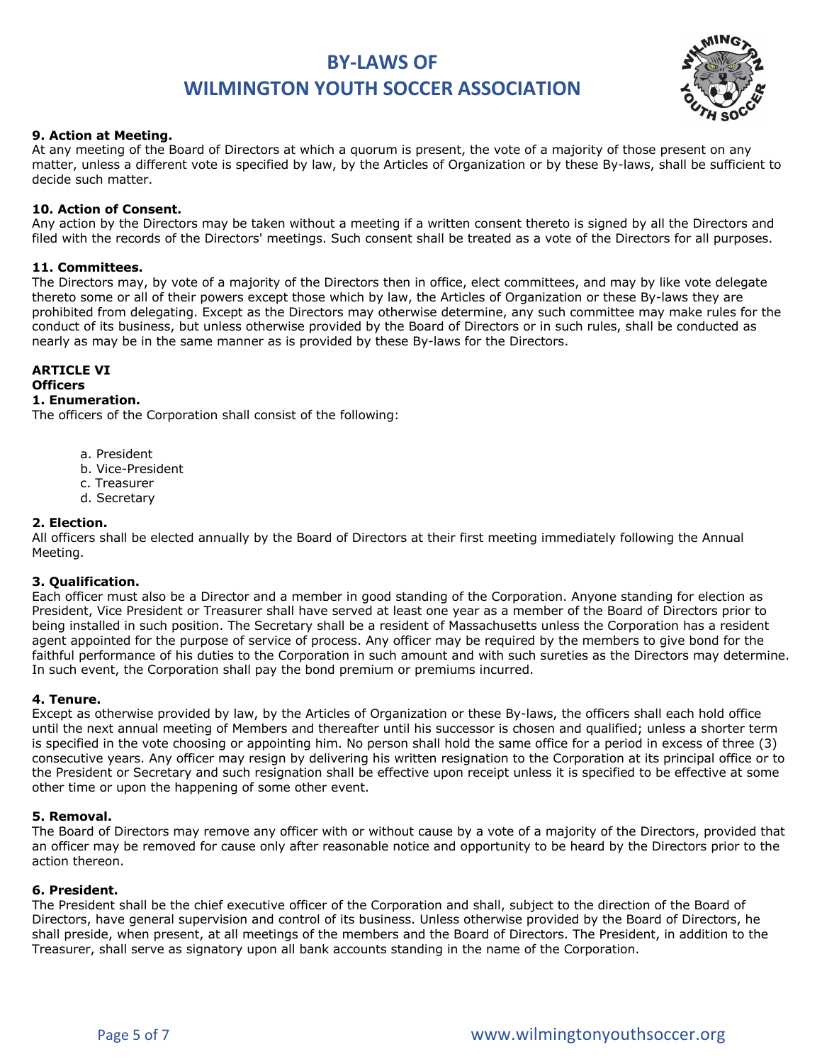**9. Action at Meeting.**
At any meeting of the Board of Directors at which a quorum is present, the vote of a majority of those present on any matter, unless a different vote is specified by law, by the Articles of Organization or by these By-laws, shall be sufficient to decide such matter.

**10. Action of Consent.**
Any action by the Directors may be taken without a meeting if a written consent thereto is signed by all the Directors and filed with the records of the Directors' meetings. Such consent shall be treated as a vote of the Directors for all purposes.

**11. Committees.**
The Directors may, by vote of a majority of the Directors then in office, elect committees, and may by like vote delegate thereto some or all of their powers except those which by law, the Articles of Organization or these By-laws they are prohibited from delegating. Except as the Directors may otherwise determine, any such committee may make rules for the conduct of its business, but unless otherwise provided by the Board of Directors or in such rules, shall be conducted as nearly as may be in the same manner as is provided by these By-laws for the Directors.

**ARTICLE VI**
**Officers**
**1. Enumeration.**
The officers of the Corporation shall consist of the following:

a. President
b. Vice-President
c. Treasurer
d. Secretary

**2. Election.**
All officers shall be elected annually by the Board of Directors at their first meeting immediately following the Annual Meeting.

**3. Qualification.**
Each officer must also be a Director and a member in good standing of the Corporation. Anyone standing for election as President, Vice President or Treasurer shall have served at least one year as a member of the Board of Directors prior to being installed in such position. The Secretary shall be a resident of Massachusetts unless the Corporation has a resident agent appointed for the purpose of service of process. Any officer may be required by the members to give bond for the faithful performance of his duties to the Corporation in such amount and with such sureties as the Directors may determine. In such event, the Corporation shall pay the bond premium or premiums incurred.

**4. Tenure.**
Except as otherwise provided by law, by the Articles of Organization or these By-laws, the officers shall each hold office until the next annual meeting of Members and thereafter until his successor is chosen and qualified; unless a shorter term is specified in the vote choosing or appointing him. No person shall hold the same office for a period in excess of three (3) consecutive years. Any officer may resign by delivering his written resignation to the Corporation at its principal office or to the President or Secretary and such resignation shall be effective upon receipt unless it is specified to be effective at some other time or upon the happening of some other event.

**5. Removal.**
The Board of Directors may remove any officer with or without cause by a vote of a majority of the Directors, provided that an officer may be removed for cause only after reasonable notice and opportunity to be heard by the Directors prior to the action thereon.

**6. President.**
The President shall be the chief executive officer of the Corporation and shall, subject to the direction of the Board of Directors, have general supervision and control of its business. Unless otherwise provided by the Board of Directors, he shall preside, when present, at all meetings of the members and the Board of Directors. The President, in addition to the Treasurer, shall serve as signatory upon all bank accounts standing in the name of the Corporation.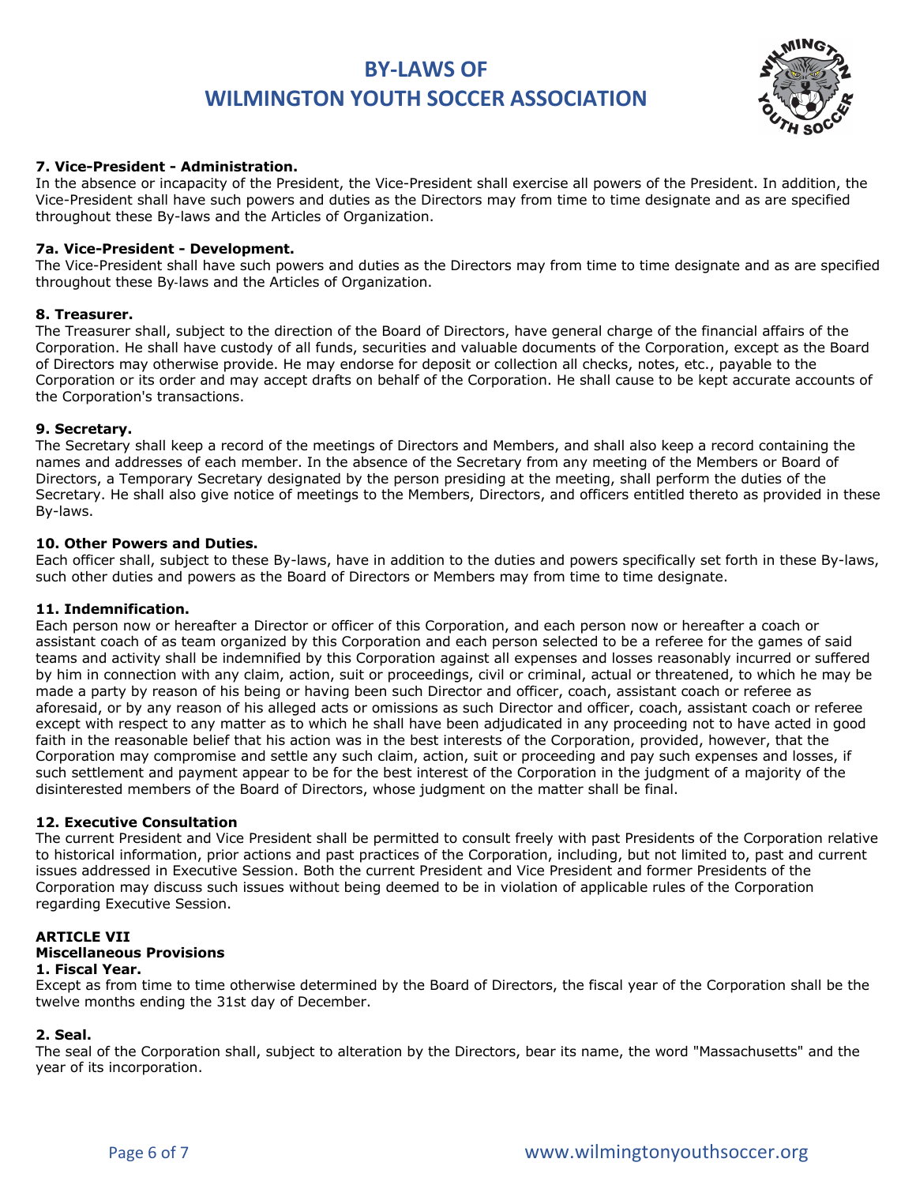**7. Vice-President - Administration.**
In the absence or incapacity of the President, the Vice-President shall exercise all powers of the President. In addition, the Vice-President shall have such powers and duties as the Directors may from time to time designate and as are specified throughout these By-laws and the Articles of Organization.

**7a. Vice-President - Development.**
The Vice-President shall have such powers and duties as the Directors may from time to time designate and as are specified throughout these By-laws and the Articles of Organization.

**8. Treasurer.**
The Treasurer shall, subject to the direction of the Board of Directors, have general charge of the financial affairs of the Corporation. He shall have custody of all funds, securities and valuable documents of the Corporation, except as the Board of Directors may otherwise provide. He may endorse for deposit or collection all checks, notes, etc., payable to the Corporation or its order and may accept drafts on behalf of the Corporation. He shall cause to be kept accurate accounts of the Corporation's transactions.

**9. Secretary.**
The Secretary shall keep a record of the meetings of Directors and Members, and shall also keep a record containing the names and addresses of each member. In the absence of the Secretary from any meeting of the Members or Board of Directors, a Temporary Secretary designated by the person presiding at the meeting, shall perform the duties of the Secretary. He shall also give notice of meetings to the Members, Directors, and officers entitled thereto as provided in these By-laws.

**10. Other Powers and Duties.**
Each officer shall, subject to these By-laws, have in addition to the duties and powers specifically set forth in these By-laws, such other duties and powers as the Board of Directors or Members may from time to time designate.

**11. Indemnification.**
Each person now or hereafter a Director or officer of this Corporation, and each person now or hereafter a coach or assistant coach of as team organized by this Corporation and each person selected to be a referee for the games of said teams and activity shall be indemnified by this Corporation against all expenses and losses reasonably incurred or suffered by him in connection with any claim, action, suit or proceedings, civil or criminal, actual or threatened, to which he may be made a party by reason of his being or having been such Director and officer, coach, assistant coach or referee as aforesaid, or by any reason of his alleged acts or omissions as such Director and officer, coach, assistant coach or referee except with respect to any matter as to which he shall have been adjudicated in any proceeding not to have acted in good faith in the reasonable belief that his action was in the best interests of the Corporation, provided, however, that the Corporation may compromise and settle any such claim, action, suit or proceeding and pay such expenses and losses, if such settlement and payment appear to be for the best interest of the Corporation in the judgment of a majority of the disinterested members of the Board of Directors, whose judgment on the matter shall be final.

**12. Executive Consultation**
The current President and Vice President shall be permitted to consult freely with past Presidents of the Corporation relative to historical information, prior actions and past practices of the Corporation, including, but not limited to, past and current issues addressed in Executive Session. Both the current President and Vice President and former Presidents of the Corporation may discuss such issues without being deemed to be in violation of applicable rules of the Corporation regarding Executive Session.

## ARTICLE VII
## Miscellaneous Provisions

**1. Fiscal Year.**
Except as from time to time otherwise determined by the Board of Directors, the fiscal year of the Corporation shall be the twelve months ending the 31st day of December.

**2. Seal.**
The seal of the Corporation shall, subject to alteration by the Directors, bear its name, the word "Massachusetts" and the year of its incorporation.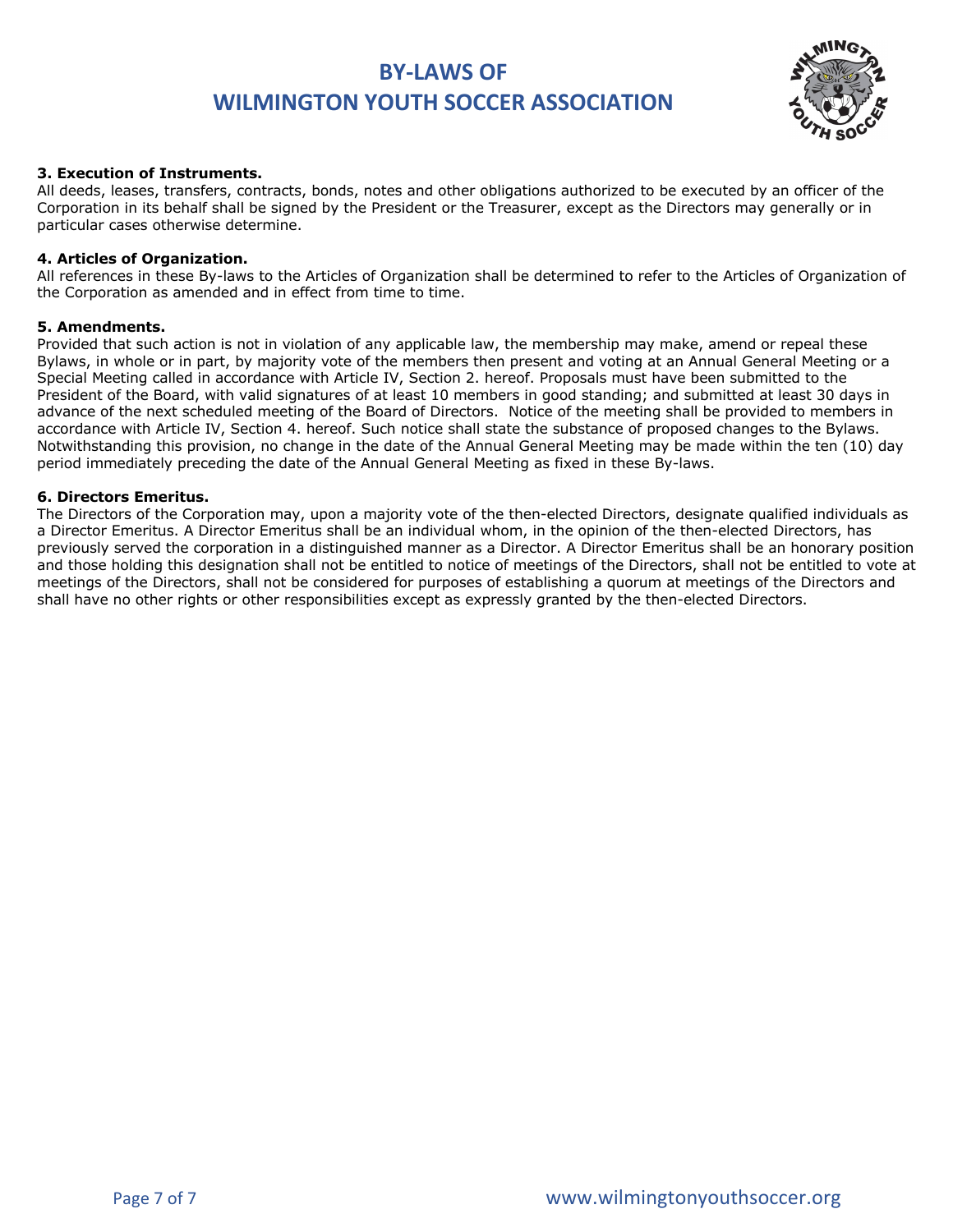**3. Execution of Instruments.**
All deeds, leases, transfers, contracts, bonds, notes and other obligations authorized to be executed by an officer of the Corporation in its behalf shall be signed by the President or the Treasurer, except as the Directors may generally or in particular cases otherwise determine.

**4. Articles of Organization.**
All references in these By-laws to the Articles of Organization shall be determined to refer to the Articles of Organization of the Corporation as amended and in effect from time to time.

**5. Amendments.**
Provided that such action is not in violation of any applicable law, the membership may make, amend or repeal these Bylaws, in whole or in part, by majority vote of the members then present and voting at an Annual General Meeting or a Special Meeting called in accordance with Article IV, Section 2. hereof. Proposals must have been submitted to the President of the Board, with valid signatures of at least 10 members in good standing; and submitted at least 30 days in advance of the next scheduled meeting of the Board of Directors. Notice of the meeting shall be provided to members in accordance with Article IV, Section 4. hereof. Such notice shall state the substance of proposed changes to the Bylaws. Notwithstanding this provision, no change in the date of the Annual General Meeting may be made within the ten (10) day period immediately preceding the date of the Annual General Meeting as fixed in these By-laws.

**6. Directors Emeritus.**
The Directors of the Corporation may, upon a majority vote of the then-elected Directors, designate qualified individuals as a Director Emeritus. A Director Emeritus shall be an individual whom, in the opinion of the then-elected Directors, has previously served the corporation in a distinguished manner as a Director. A Director Emeritus shall be an honorary position and those holding this designation shall not be entitled to notice of meetings of the Directors, shall not be entitled to vote at meetings of the Directors, shall not be considered for purposes of establishing a quorum at meetings of the Directors and shall have no other rights or other responsibilities except as expressly granted by the then-elected Directors.